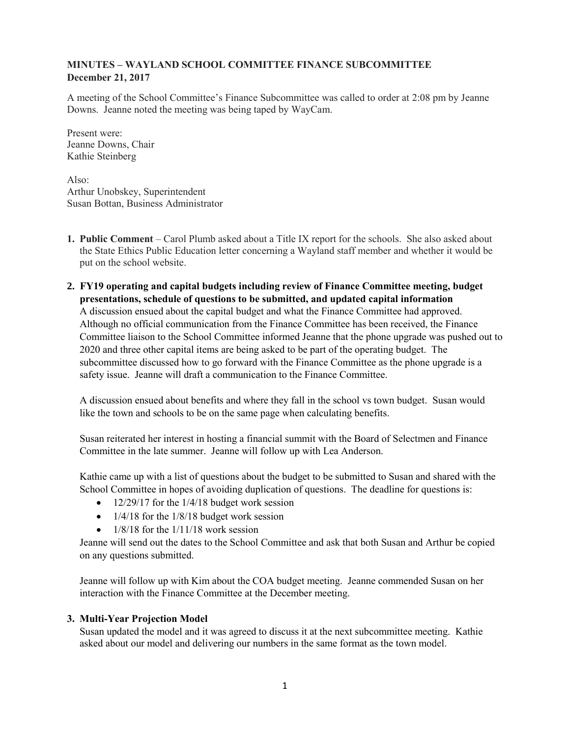**MINUTES – WAYLAND SCHOOL COMMITTEE FINANCE SUBCOMMITTEE**
**December 21, 2017**

A meeting of the School Committee's Finance Subcommittee was called to order at 2:08 pm by Jeanne Downs. Jeanne noted the meeting was being taped by WayCam.

Present were:
Jeanne Downs, Chair
Kathie Steinberg

Also:
Arthur Unobskey, Superintendent
Susan Bottan, Business Administrator

1. **Public Comment** – Carol Plumb asked about a Title IX report for the schools. She also asked about the State Ethics Public Education letter concerning a Wayland staff member and whether it would be put on the school website.

2. **FY19 operating and capital budgets including review of Finance Committee meeting, budget presentations, schedule of questions to be submitted, and updated capital information**
   A discussion ensued about the capital budget and what the Finance Committee had approved. Although no official communication from the Finance Committee has been received, the Finance Committee liaison to the School Committee informed Jeanne that the phone upgrade was pushed out to 2020 and three other capital items are being asked to be part of the operating budget. The subcommittee discussed how to go forward with the Finance Committee as the phone upgrade is a safety issue. Jeanne will draft a communication to the Finance Committee.

   A discussion ensued about benefits and where they fall in the school vs town budget. Susan would like the town and schools to be on the same page when calculating benefits.

   Susan reiterated her interest in hosting a financial summit with the Board of Selectmen and Finance Committee in the late summer. Jeanne will follow up with Lea Anderson.

   Kathie came up with a list of questions about the budget to be submitted to Susan and shared with the School Committee in hopes of avoiding duplication of questions. The deadline for questions is:
   - 12/29/17 for the 1/4/18 budget work session
   - 1/4/18 for the 1/8/18 budget work session
   - 1/8/18 for the 1/11/18 work session

   Jeanne will send out the dates to the School Committee and ask that both Susan and Arthur be copied on any questions submitted.

   Jeanne will follow up with Kim about the COA budget meeting. Jeanne commended Susan on her interaction with the Finance Committee at the December meeting.

3. **Multi-Year Projection Model**
   Susan updated the model and it was agreed to discuss it at the next subcommittee meeting. Kathie asked about our model and delivering our numbers in the same format as the town model.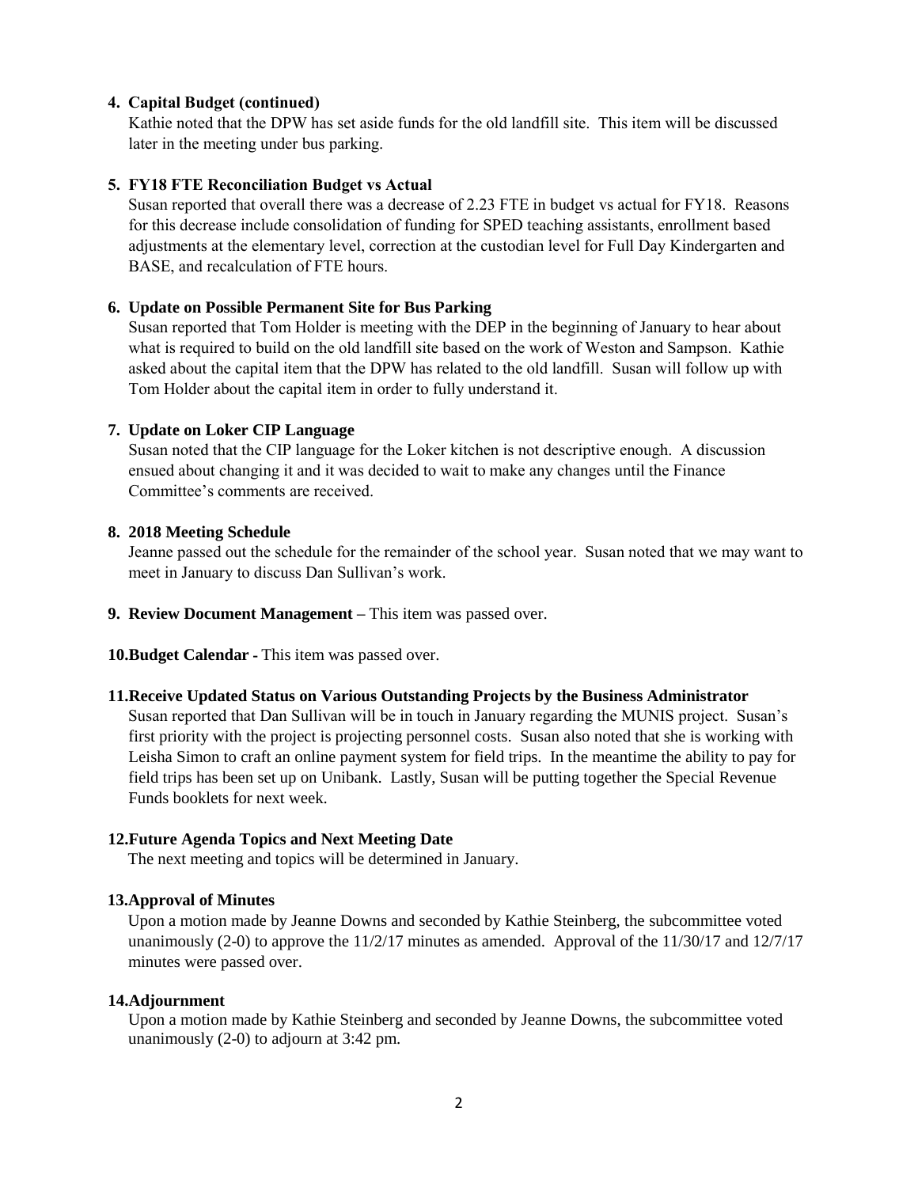**4. Capital Budget (continued)**

Kathie noted that the DPW has set aside funds for the old landfill site. This item will be discussed later in the meeting under bus parking.

**5. FY18 FTE Reconciliation Budget vs Actual**

Susan reported that overall there was a decrease of 2.23 FTE in budget vs actual for FY18. Reasons for this decrease include consolidation of funding for SPED teaching assistants, enrollment based adjustments at the elementary level, correction at the custodian level for Full Day Kindergarten and BASE, and recalculation of FTE hours.

**6. Update on Possible Permanent Site for Bus Parking**

Susan reported that Tom Holder is meeting with the DEP in the beginning of January to hear about what is required to build on the old landfill site based on the work of Weston and Sampson. Kathie asked about the capital item that the DPW has related to the old landfill. Susan will follow up with Tom Holder about the capital item in order to fully understand it.

**7. Update on Loker CIP Language**

Susan noted that the CIP language for the Loker kitchen is not descriptive enough. A discussion ensued about changing it and it was decided to wait to make any changes until the Finance Committee's comments are received.

**8. 2018 Meeting Schedule**

Jeanne passed out the schedule for the remainder of the school year. Susan noted that we may want to meet in January to discuss Dan Sullivan's work.

**9. Review Document Management –** This item was passed over.

**10. Budget Calendar -** This item was passed over.

**11. Receive Updated Status on Various Outstanding Projects by the Business Administrator**

Susan reported that Dan Sullivan will be in touch in January regarding the MUNIS project. Susan's first priority with the project is projecting personnel costs. Susan also noted that she is working with Leisha Simon to craft an online payment system for field trips. In the meantime the ability to pay for field trips has been set up on Unibank. Lastly, Susan will be putting together the Special Revenue Funds booklets for next week.

**12. Future Agenda Topics and Next Meeting Date**

The next meeting and topics will be determined in January.

**13. Approval of Minutes**

Upon a motion made by Jeanne Downs and seconded by Kathie Steinberg, the subcommittee voted unanimously (2-0) to approve the 11/2/17 minutes as amended. Approval of the 11/30/17 and 12/7/17 minutes were passed over.

**14. Adjournment**

Upon a motion made by Kathie Steinberg and seconded by Jeanne Downs, the subcommittee voted unanimously (2-0) to adjourn at 3:42 pm.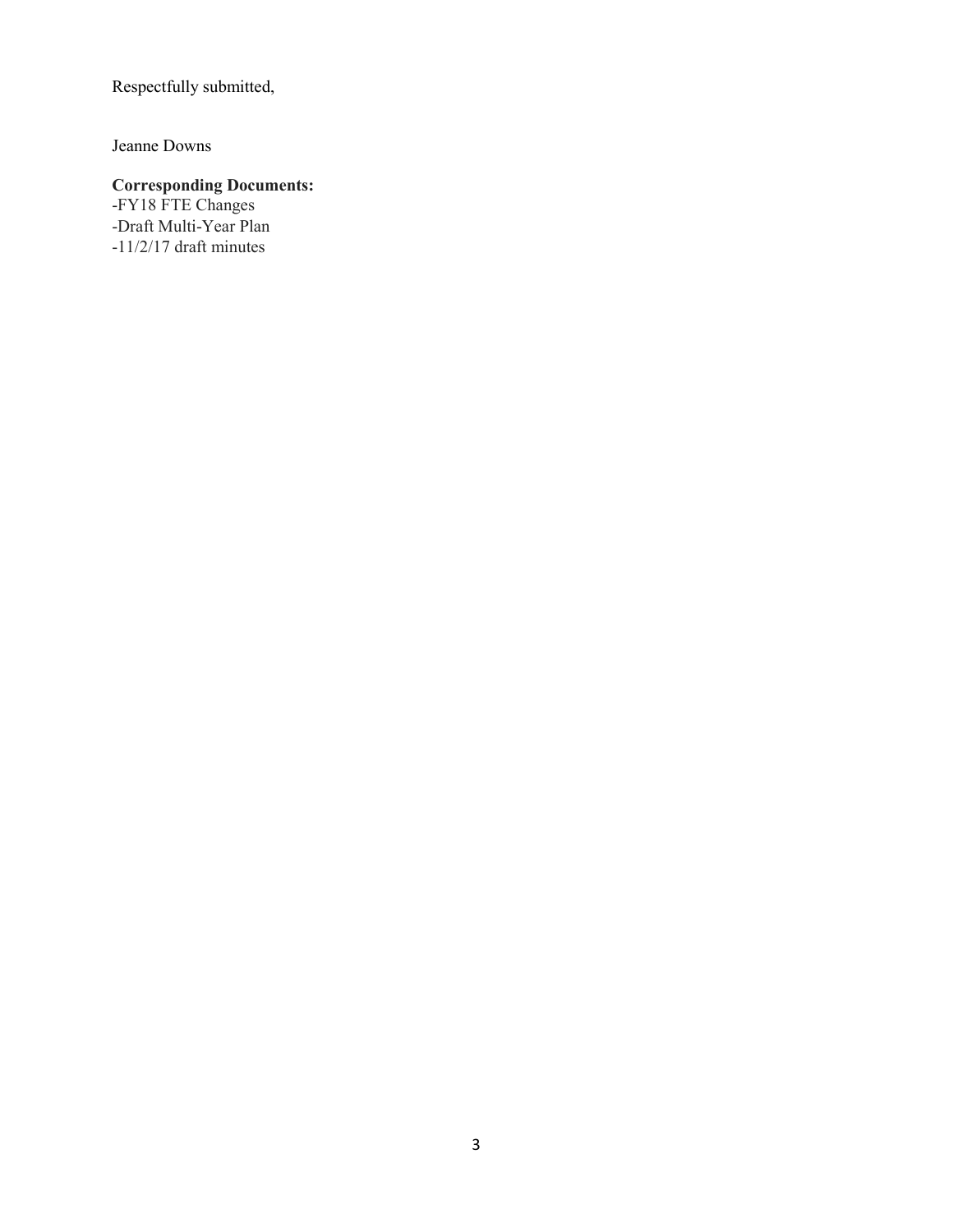Respectfully submitted,

Jeanne Downs

**Corresponding Documents:**
-FY18 FTE Changes
-Draft Multi-Year Plan
-11/2/17 draft minutes